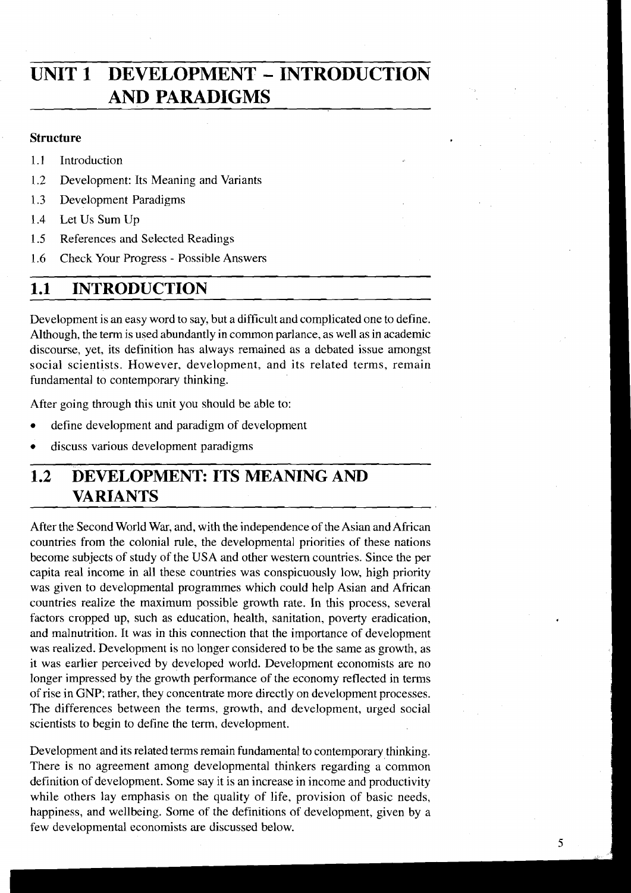# UNIT 1 DEVELOPMENT – INTRODUCTION AND PARADIGMS

**Structure**

1.1 Introduction

1.2 Development: Its Meaning and Variants

1.3 Development Paradigms

1.4 Let Us Sum Up

1.5 References and Selected Readings

1.6 Check Your Progress - Possible Answers

## 1.1 INTRODUCTION

Development is an easy word to say, but a difficult and complicated one to define. Although, the term is used abundantly in common parlance, as well as in academic discourse, yet, its definition has always remained as a debated issue amongst social scientists. However, development, and its related terms, remain fundamental to contemporary thinking.

After going through this unit you should be able to:

- define development and paradigm of development
- discuss various development paradigms

## 1.2 DEVELOPMENT: ITS MEANING AND VARIANTS

After the Second World War, and, with the independence of the Asian and African countries from the colonial rule, the developmental priorities of these nations become subjects of study of the USA and other western countries. Since the per capita real income in all these countries was conspicuously low, high priority was given to developmental programmes which could help Asian and African countries realize the maximum possible growth rate. In this process, several factors cropped up, such as education, health, sanitation, poverty eradication, and malnutrition. It was in this connection that the importance of development was realized. Development is no longer considered to be the same as growth, as it was earlier perceived by developed world. Development economists are no longer impressed by the growth performance of the economy reflected in terms of rise in GNP; rather, they concentrate more directly on development processes. The differences between the terms, growth, and development, urged social scientists to begin to define the term, development.

Development and its related terms remain fundamental to contemporary thinking. There is no agreement among developmental thinkers regarding a common definition of development. Some say it is an increase in income and productivity while others lay emphasis on the quality of life, provision of basic needs, happiness, and wellbeing. Some of the definitions of development, given by a few developmental economists are discussed below.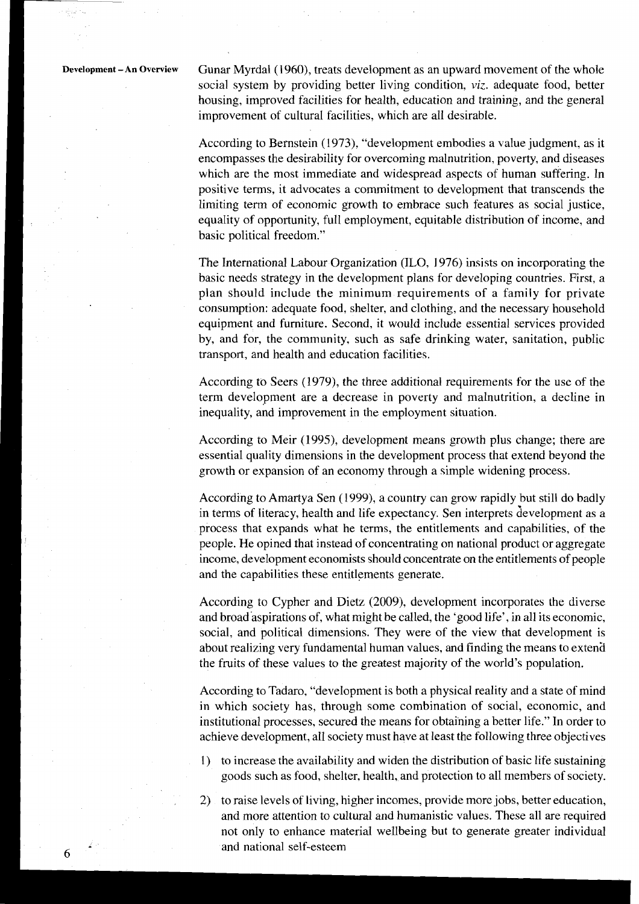Gunar Myrdal (1960), treats development as an upward movement of the whole social system by providing better living condition, *viz.* adequate food, better housing, improved facilities for health, education and training, and the general improvement of cultural facilities, which are all desirable.

According to Bernstein (1973), "development embodies a value judgment, as it encompasses the desirability for overcoming malnutrition, poverty, and diseases which are the most immediate and widespread aspects of human suffering. In positive terms, it advocates a commitment to development that transcends the limiting term of economic growth to embrace such features as social justice, equality of opportunity, full employment, equitable distribution of income, and basic political freedom."

The International Labour Organization (ILO, 1976) insists on incorporating the basic needs strategy in the development plans for developing countries. First, a plan should include the minimum requirements of a family for private consumption: adequate food, shelter, and clothing, and the necessary household equipment and furniture. Second, it would include essential services provided by, and for, the community, such as safe drinking water, sanitation, public transport, and health and education facilities.

According to Seers (1979), the three additional requirements for the use of the term development are a decrease in poverty and malnutrition, a decline in inequality, and improvement in the employment situation.

According to Meir (1995), development means growth plus change; there are essential quality dimensions in the development process that extend beyond the growth or expansion of an economy through a simple widening process.

According to Amartya Sen (1999), a country can grow rapidly but still do badly in terms of literacy, health and life expectancy. Sen interprets development as a process that expands what he terms, the entitlements and capabilities, of the people. He opined that instead of concentrating on national product or aggregate income, development economists should concentrate on the entitlements of people and the capabilities these entitlements generate.

According to Cypher and Dietz (2009), development incorporates the diverse and broad aspirations of, what might be called, the 'good life', in all its economic, social, and political dimensions. They were of the view that development is about realizing very fundamental human values, and finding the means to extend the fruits of these values to the greatest majority of the world's population.

According to Tadaro, "development is both a physical reality and a state of mind in which society has, through some combination of social, economic, and institutional processes, secured the means for obtaining a better life." In order to achieve development, all society must have at least the following three objectives

1) to increase the availability and widen the distribution of basic life sustaining goods such as food, shelter, health, and protection to all members of society.

2) to raise levels of living, higher incomes, provide more jobs, better education, and more attention to cultural and humanistic values. These all are required not only to enhance material wellbeing but to generate greater individual and national self-esteem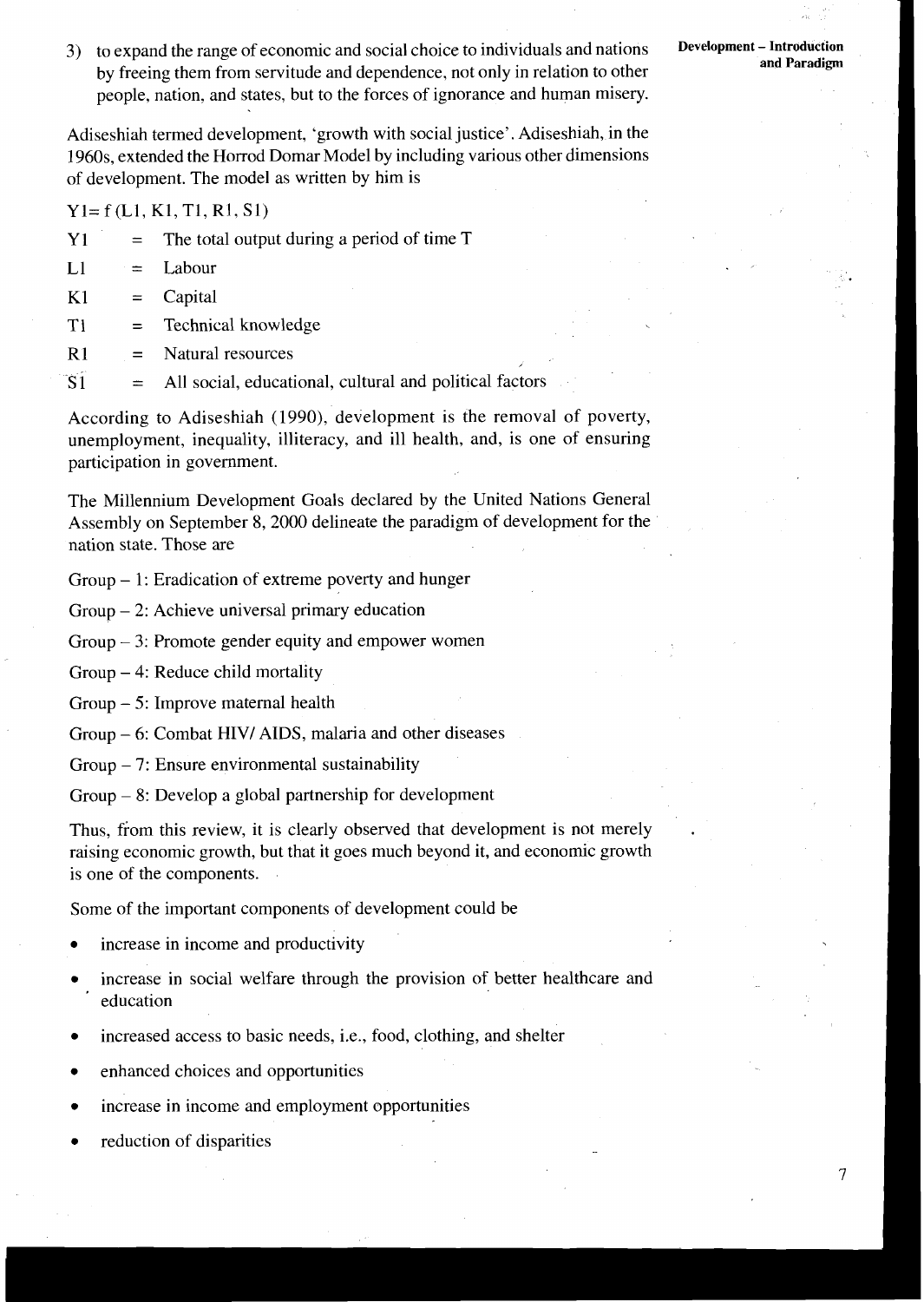3) to expand the range of economic and social choice to individuals and nations by freeing them from servitude and dependence, not only in relation to other people, nation, and states, but to the forces of ignorance and human misery.

Adiseshiah termed development, 'growth with social justice'. Adiseshiah, in the 1960s, extended the Horrod Domar Model by including various other dimensions of development. The model as written by him is

$Y1 = f(L1, K1, T1, R1, S1)$

| | | |
|---|---|---|
| Y1 | = | The total output during a period of time T |
| L1 | = | Labour |
| K1 | = | Capital |
| T1 | = | Technical knowledge |
| R1 | = | Natural resources |
| S1 | = | All social, educational, cultural and political factors |

According to Adiseshiah (1990), development is the removal of poverty, unemployment, inequality, illiteracy, and ill health, and, is one of ensuring participation in government.

The Millennium Development Goals declared by the United Nations General Assembly on September 8, 2000 delineate the paradigm of development for the nation state. Those are

Group – 1: Eradication of extreme poverty and hunger

Group – 2: Achieve universal primary education

Group – 3: Promote gender equity and empower women

Group – 4: Reduce child mortality

Group – 5: Improve maternal health

Group – 6: Combat HIV/ AIDS, malaria and other diseases

Group – 7: Ensure environmental sustainability

Group – 8: Develop a global partnership for development

Thus, from this review, it is clearly observed that development is not merely raising economic growth, but that it goes much beyond it, and economic growth is one of the components.

Some of the important components of development could be

- increase in income and productivity
- increase in social welfare through the provision of better healthcare and education
- increased access to basic needs, i.e., food, clothing, and shelter
- enhanced choices and opportunities
- increase in income and employment opportunities
- reduction of disparities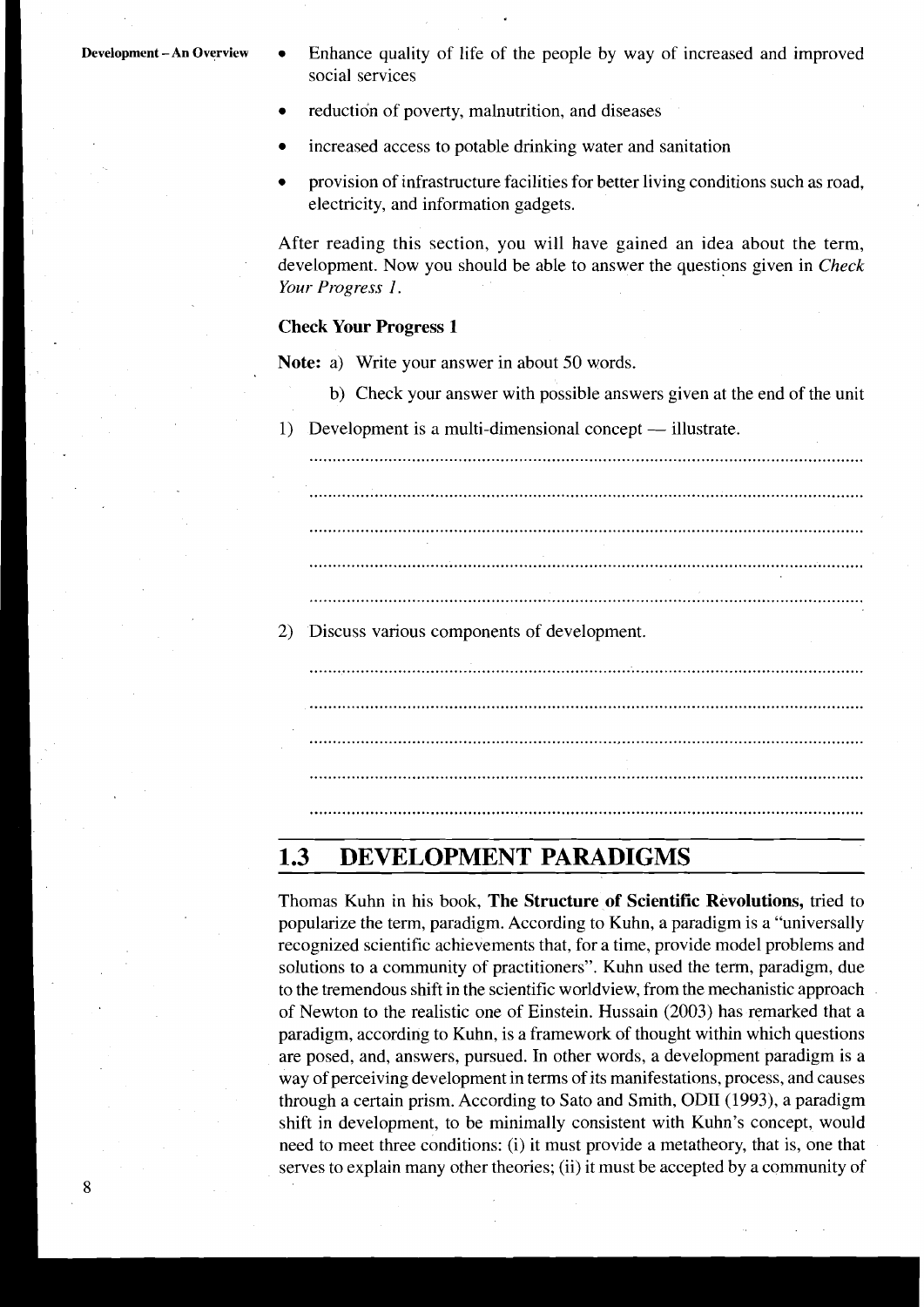- Enhance quality of life of the people by way of increased and improved social services
- reduction of poverty, malnutrition, and diseases
- increased access to potable drinking water and sanitation
- provision of infrastructure facilities for better living conditions such as road, electricity, and information gadgets.

After reading this section, you will have gained an idea about the term, development. Now you should be able to answer the questions given in *Check Your Progress 1.*

**Check Your Progress 1**

**Note:** a) Write your answer in about 50 words.

b) Check your answer with possible answers given at the end of the unit

1) Development is a multi-dimensional concept — illustrate.

......................................................................................................................

......................................................................................................................

......................................................................................................................

......................................................................................................................

......................................................................................................................

2) Discuss various components of development.

......................................................................................................................

......................................................................................................................

......................................................................................................................

......................................................................................................................

......................................................................................................................

## 1.3 DEVELOPMENT PARADIGMS

Thomas Kuhn in his book, **The Structure of Scientific Revolutions,** tried to popularize the term, paradigm. According to Kuhn, a paradigm is a "universally recognized scientific achievements that, for a time, provide model problems and solutions to a community of practitioners". Kuhn used the term, paradigm, due to the tremendous shift in the scientific worldview, from the mechanistic approach of Newton to the realistic one of Einstein. Hussain (2003) has remarked that a paradigm, according to Kuhn, is a framework of thought within which questions are posed, and, answers, pursued. In other words, a development paradigm is a way of perceiving development in terms of its manifestations, process, and causes through a certain prism. According to Sato and Smith, ODII (1993), a paradigm shift in development, to be minimally consistent with Kuhn's concept, would need to meet three conditions: (i) it must provide a metatheory, that is, one that serves to explain many other theories; (ii) it must be accepted by a community of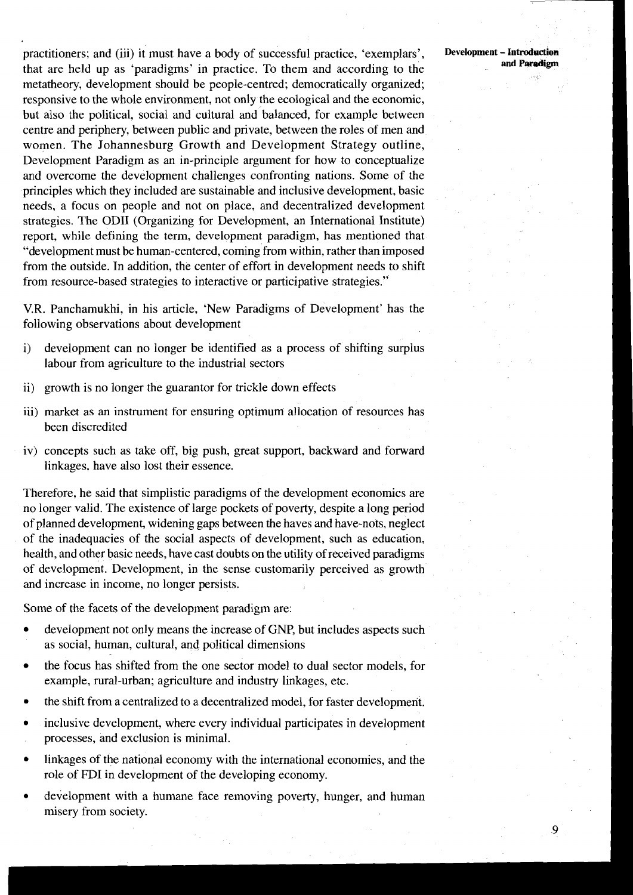practitioners; and (iii) it must have a body of successful practice, 'exemplars', that are held up as 'paradigms' in practice. To them and according to the metatheory, development should be people-centred; democratically organized; responsive to the whole environment, not only the ecological and the economic, but also the political, social and cultural and balanced, for example between centre and periphery, between public and private, between the roles of men and women. The Johannesburg Growth and Development Strategy outline, Development Paradigm as an in-principle argument for how to conceptualize and overcome the development challenges confronting nations. Some of the principles which they included are sustainable and inclusive development, basic needs, a focus on people and not on place, and decentralized development strategies. The ODII (Organizing for Development, an International Institute) report, while defining the term, development paradigm, has mentioned that "development must be human-centered, coming from within, rather than imposed from the outside. In addition, the center of effort in development needs to shift from resource-based strategies to interactive or participative strategies."

V.R. Panchamukhi, in his article, 'New Paradigms of Development' has the following observations about development

i) development can no longer be identified as a process of shifting surplus labour from agriculture to the industrial sectors

ii) growth is no longer the guarantor for trickle down effects

iii) market as an instrument for ensuring optimum allocation of resources has been discredited

iv) concepts such as take off, big push, great support, backward and forward linkages, have also lost their essence.

Therefore, he said that simplistic paradigms of the development economics are no longer valid. The existence of large pockets of poverty, despite a long period of planned development, widening gaps between the haves and have-nots, neglect of the inadequacies of the social aspects of development, such as education, health, and other basic needs, have cast doubts on the utility of received paradigms of development. Development, in the sense customarily perceived as growth and increase in income, no longer persists.

Some of the facets of the development paradigm are:

- development not only means the increase of GNP, but includes aspects such as social, human, cultural, and political dimensions
- the focus has shifted from the one sector model to dual sector models, for example, rural-urban; agriculture and industry linkages, etc.
- the shift from a centralized to a decentralized model, for faster development.
- inclusive development, where every individual participates in development processes, and exclusion is minimal.
- linkages of the national economy with the international economies, and the role of FDI in development of the developing economy.
- development with a humane face removing poverty, hunger, and human misery from society.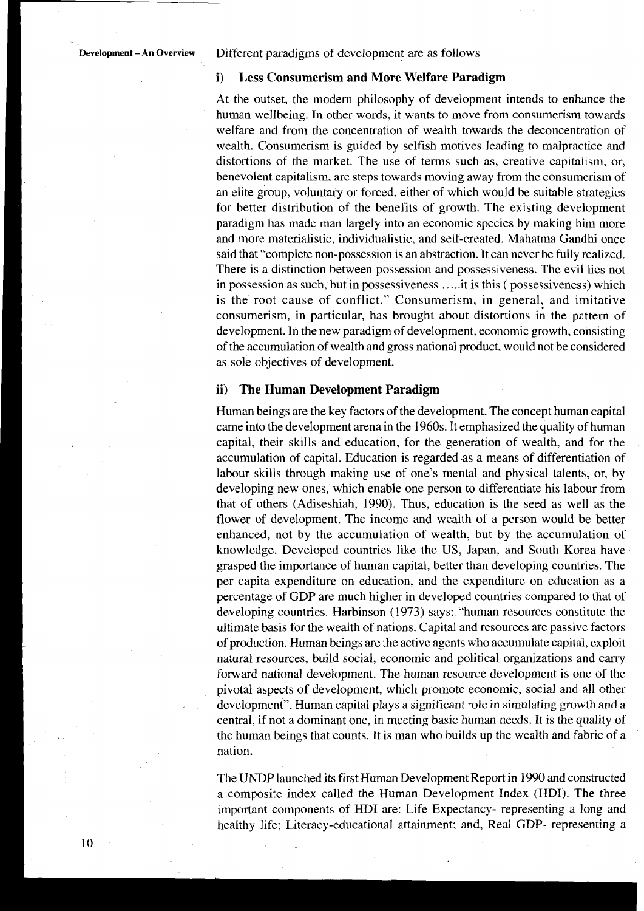Different paradigms of development are as follows

### i) Less Consumerism and More Welfare Paradigm

At the outset, the modern philosophy of development intends to enhance the human wellbeing. In other words, it wants to move from consumerism towards welfare and from the concentration of wealth towards the deconcentration of wealth. Consumerism is guided by selfish motives leading to malpractice and distortions of the market. The use of terms such as, creative capitalism, or, benevolent capitalism, are steps towards moving away from the consumerism of an elite group, voluntary or forced, either of which would be suitable strategies for better distribution of the benefits of growth. The existing development paradigm has made man largely into an economic species by making him more and more materialistic, individualistic, and self-created. Mahatma Gandhi once said that "complete non-possession is an abstraction. It can never be fully realized. There is a distinction between possession and possessiveness. The evil lies not in possession as such, but in possessiveness .....it is this ( possessiveness) which is the root cause of conflict." Consumerism, in general, and imitative consumerism, in particular, has brought about distortions in the pattern of development. In the new paradigm of development, economic growth, consisting of the accumulation of wealth and gross national product, would not be considered as sole objectives of development.

### ii) The Human Development Paradigm

Human beings are the key factors of the development. The concept human capital came into the development arena in the 1960s. It emphasized the quality of human capital, their skills and education, for the generation of wealth, and for the accumulation of capital. Education is regarded as a means of differentiation of labour skills through making use of one's mental and physical talents, or, by developing new ones, which enable one person to differentiate his labour from that of others (Adiseshiah, 1990). Thus, education is the seed as well as the flower of development. The income and wealth of a person would be better enhanced, not by the accumulation of wealth, but by the accumulation of knowledge. Developed countries like the US, Japan, and South Korea have grasped the importance of human capital, better than developing countries. The per capita expenditure on education, and the expenditure on education as a percentage of GDP are much higher in developed countries compared to that of developing countries. Harbinson (1973) says: "human resources constitute the ultimate basis for the wealth of nations. Capital and resources are passive factors of production. Human beings are the active agents who accumulate capital, exploit natural resources, build social, economic and political organizations and carry forward national development. The human resource development is one of the pivotal aspects of development, which promote economic, social and all other development". Human capital plays a significant role in simulating growth and a central, if not a dominant one, in meeting basic human needs. It is the quality of the human beings that counts. It is man who builds up the wealth and fabric of a nation.

The UNDP launched its first Human Development Report in 1990 and constructed a composite index called the Human Development Index (HDI). The three important components of HDI are: Life Expectancy- representing a long and healthy life; Literacy-educational attainment; and, Real GDP- representing a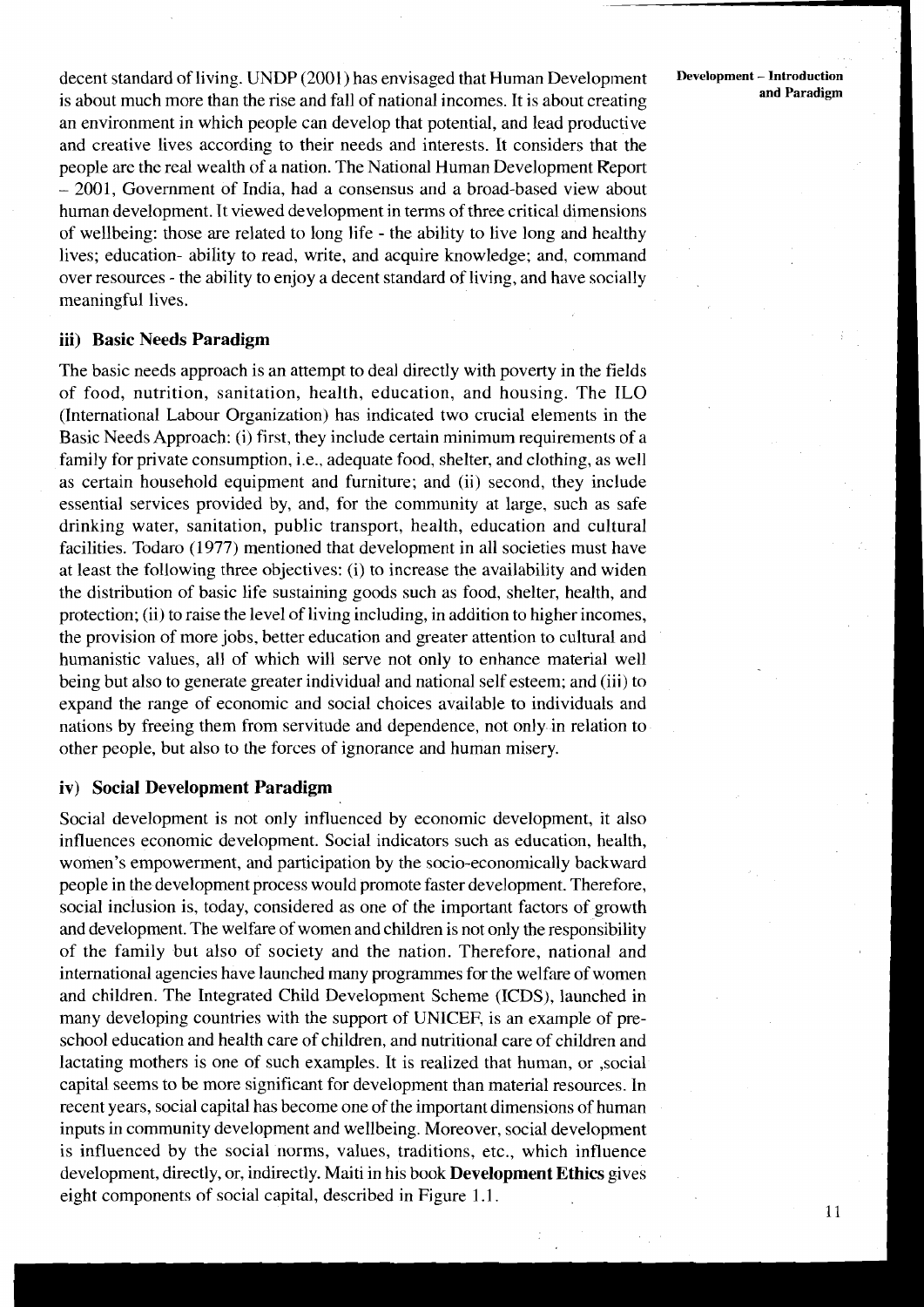decent standard of living. UNDP (2001) has envisaged that Human Development is about much more than the rise and fall of national incomes. It is about creating an environment in which people can develop that potential, and lead productive and creative lives according to their needs and interests. It considers that the people are the real wealth of a nation. The National Human Development Report – 2001, Government of India, had a consensus and a broad-based view about human development. It viewed development in terms of three critical dimensions of wellbeing: those are related to long life - the ability to live long and healthy lives; education- ability to read, write, and acquire knowledge; and, command over resources - the ability to enjoy a decent standard of living, and have socially meaningful lives.

### iii) Basic Needs Paradigm

The basic needs approach is an attempt to deal directly with poverty in the fields of food, nutrition, sanitation, health, education, and housing. The ILO (International Labour Organization) has indicated two crucial elements in the Basic Needs Approach: (i) first, they include certain minimum requirements of a family for private consumption, i.e., adequate food, shelter, and clothing, as well as certain household equipment and furniture; and (ii) second, they include essential services provided by, and, for the community at large, such as safe drinking water, sanitation, public transport, health, education and cultural facilities. Todaro (1977) mentioned that development in all societies must have at least the following three objectives: (i) to increase the availability and widen the distribution of basic life sustaining goods such as food, shelter, health, and protection; (ii) to raise the level of living including, in addition to higher incomes, the provision of more jobs, better education and greater attention to cultural and humanistic values, all of which will serve not only to enhance material well being but also to generate greater individual and national self esteem; and (iii) to expand the range of economic and social choices available to individuals and nations by freeing them from servitude and dependence, not only in relation to other people, but also to the forces of ignorance and human misery.

### iv) Social Development Paradigm

Social development is not only influenced by economic development, it also influences economic development. Social indicators such as education, health, women's empowerment, and participation by the socio-economically backward people in the development process would promote faster development. Therefore, social inclusion is, today, considered as one of the important factors of growth and development. The welfare of women and children is not only the responsibility of the family but also of society and the nation. Therefore, national and international agencies have launched many programmes for the welfare of women and children. The Integrated Child Development Scheme (ICDS), launched in many developing countries with the support of UNICEF, is an example of pre-school education and health care of children, and nutritional care of children and lactating mothers is one of such examples. It is realized that human, or ,social capital seems to be more significant for development than material resources. In recent years, social capital has become one of the important dimensions of human inputs in community development and wellbeing. Moreover, social development is influenced by the social norms, values, traditions, etc., which influence development, directly, or, indirectly. Maiti in his book **Development Ethics** gives eight components of social capital, described in Figure 1.1.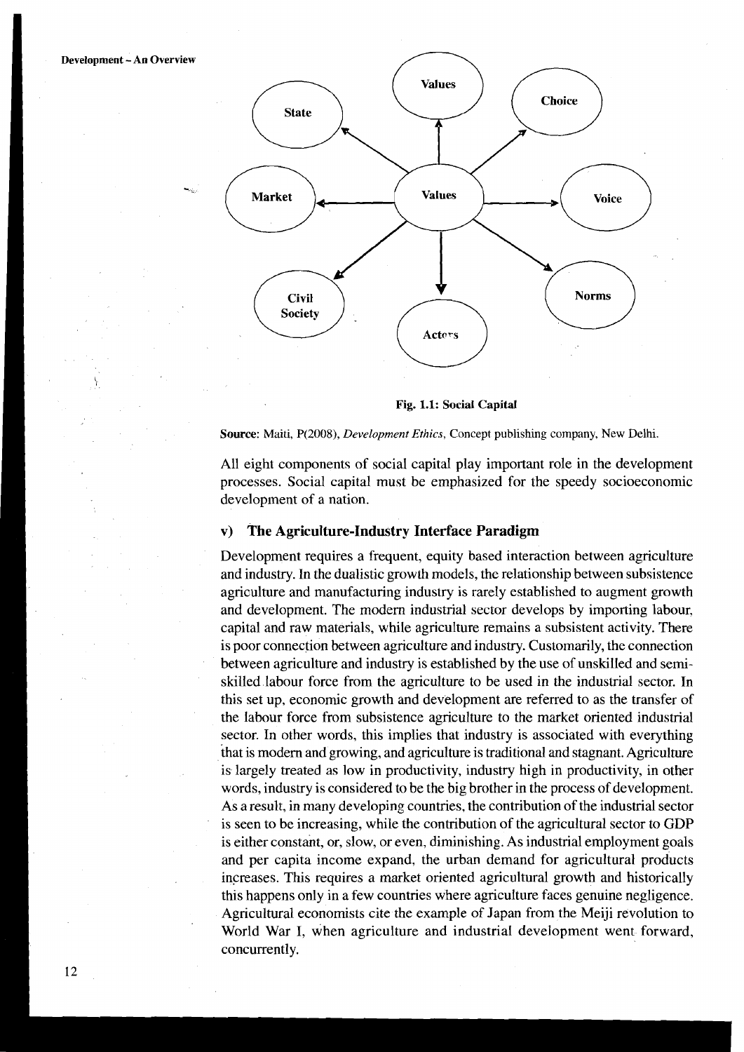Fig. 1.1: Social Capital

**Source:** Maiti, P(2008), *Development Ethics*, Concept publishing company, New Delhi.

All eight components of social capital play important role in the development processes. Social capital must be emphasized for the speedy socioeconomic development of a nation.

### v) The Agriculture-Industry Interface Paradigm

Development requires a frequent, equity based interaction between agriculture and industry. In the dualistic growth models, the relationship between subsistence agriculture and manufacturing industry is rarely established to augment growth and development. The modern industrial sector develops by importing labour, capital and raw materials, while agriculture remains a subsistent activity. There is poor connection between agriculture and industry. Customarily, the connection between agriculture and industry is established by the use of unskilled and semi-skilled labour force from the agriculture to be used in the industrial sector. In this set up, economic growth and development are referred to as the transfer of the labour force from subsistence agriculture to the market oriented industrial sector. In other words, this implies that industry is associated with everything that is modern and growing, and agriculture is traditional and stagnant. Agriculture is largely treated as low in productivity, industry high in productivity, in other words, industry is considered to be the big brother in the process of development. As a result, in many developing countries, the contribution of the industrial sector is seen to be increasing, while the contribution of the agricultural sector to GDP is either constant, or, slow, or even, diminishing. As industrial employment goals and per capita income expand, the urban demand for agricultural products increases. This requires a market oriented agricultural growth and historically this happens only in a few countries where agriculture faces genuine negligence. Agricultural economists cite the example of Japan from the Meiji revolution to World War I, when agriculture and industrial development went forward, concurrently.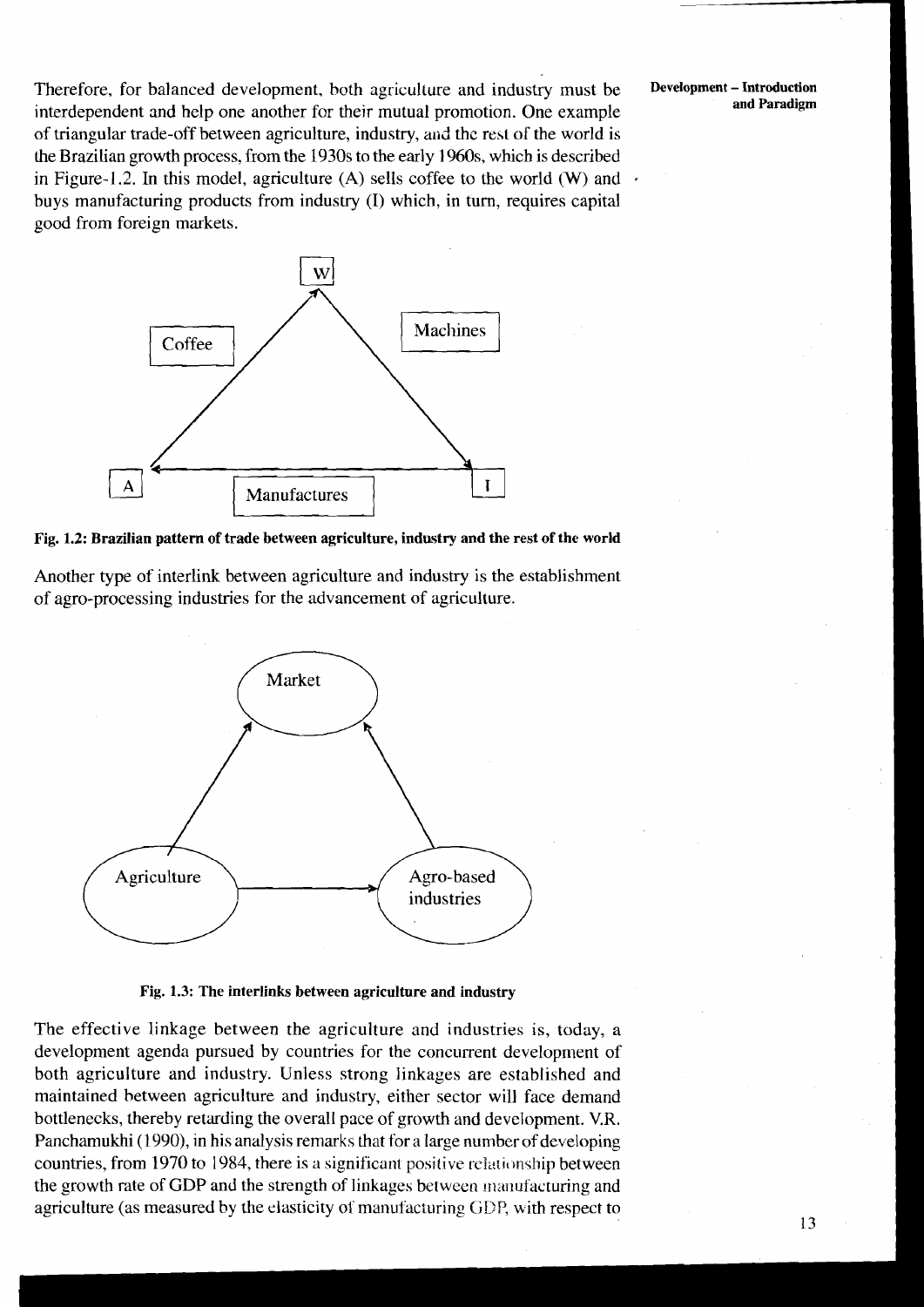Therefore, for balanced development, both agriculture and industry must be interdependent and help one another for their mutual promotion. One example of triangular trade-off between agriculture, industry, and the rest of the world is the Brazilian growth process, from the 1930s to the early 1960s, which is described in Figure-1.2. In this model, agriculture (A) sells coffee to the world (W) and buys manufacturing products from industry (I) which, in turn, requires capital good from foreign markets.

**Fig. 1.2: Brazilian pattern of trade between agriculture, industry and the rest of the world**

Another type of interlink between agriculture and industry is the establishment of agro-processing industries for the advancement of agriculture.

**Fig. 1.3: The interlinks between agriculture and industry**

The effective linkage between the agriculture and industries is, today, a development agenda pursued by countries for the concurrent development of both agriculture and industry. Unless strong linkages are established and maintained between agriculture and industry, either sector will face demand bottlenecks, thereby retarding the overall pace of growth and development. V.R. Panchamukhi (1990), in his analysis remarks that for a large number of developing countries, from 1970 to 1984, there is a significant positive relationship between the growth rate of GDP and the strength of linkages between manufacturing and agriculture (as measured by the elasticity of manufacturing GDP, with respect to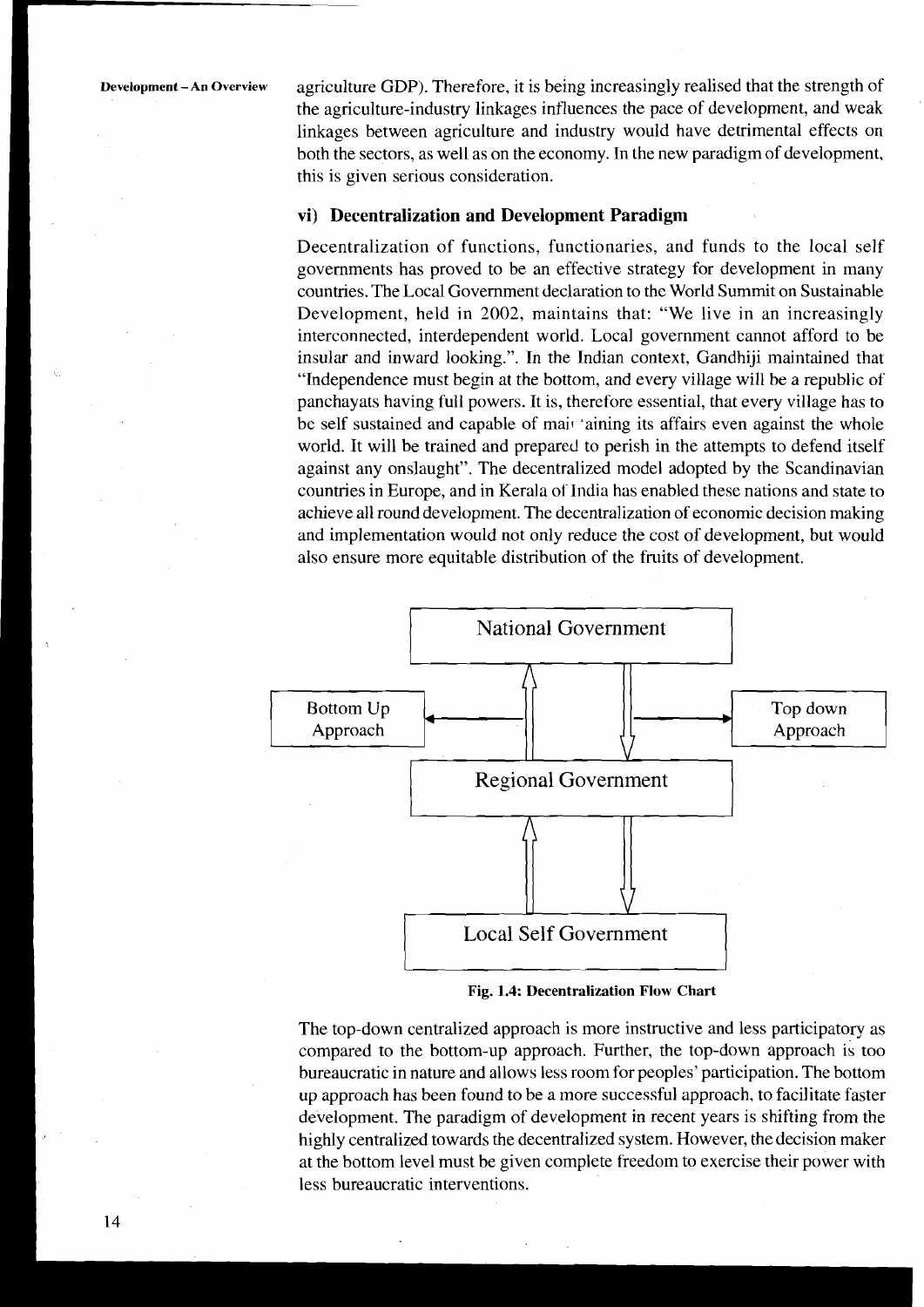agriculture GDP). Therefore, it is being increasingly realised that the strength of the agriculture-industry linkages influences the pace of development, and weak linkages between agriculture and industry would have detrimental effects on both the sectors, as well as on the economy. In the new paradigm of development, this is given serious consideration.

### vi) Decentralization and Development Paradigm

Decentralization of functions, functionaries, and funds to the local self governments has proved to be an effective strategy for development in many countries. The Local Government declaration to the World Summit on Sustainable Development, held in 2002, maintains that: "We live in an increasingly interconnected, interdependent world. Local government cannot afford to be insular and inward looking.". In the Indian context, Gandhiji maintained that "Independence must begin at the bottom, and every village will be a republic of panchayats having full powers. It is, therefore essential, that every village has to be self sustained and capable of maintaining its affairs even against the whole world. It will be trained and prepared to perish in the attempts to defend itself against any onslaught". The decentralized model adopted by the Scandinavian countries in Europe, and in Kerala of India has enabled these nations and state to achieve all round development. The decentralization of economic decision making and implementation would not only reduce the cost of development, but would also ensure more equitable distribution of the fruits of development.

National Government

Bottom Up Approach

Top down Approach

Regional Government

Local Self Government

**Fig. 1.4: Decentralization Flow Chart**

The top-down centralized approach is more instructive and less participatory as compared to the bottom-up approach. Further, the top-down approach is too bureaucratic in nature and allows less room for peoples' participation. The bottom up approach has been found to be a more successful approach, to facilitate faster development. The paradigm of development in recent years is shifting from the highly centralized towards the decentralized system. However, the decision maker at the bottom level must be given complete freedom to exercise their power with less bureaucratic interventions.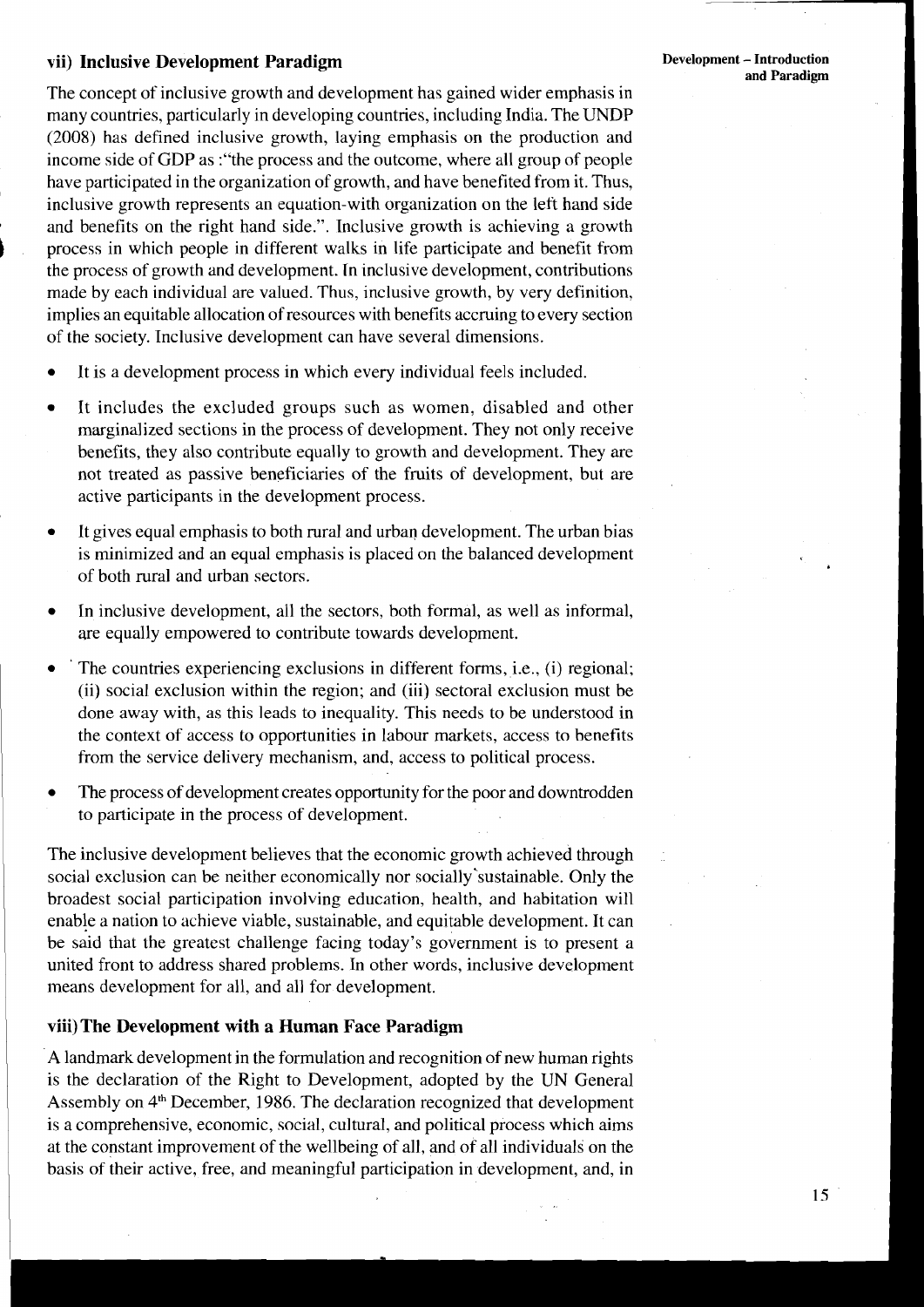### vii) Inclusive Development Paradigm

The concept of inclusive growth and development has gained wider emphasis in many countries, particularly in developing countries, including India. The UNDP (2008) has defined inclusive growth, laying emphasis on the production and income side of GDP as :"the process and the outcome, where all group of people have participated in the organization of growth, and have benefited from it. Thus, inclusive growth represents an equation-with organization on the left hand side and benefits on the right hand side.". Inclusive growth is achieving a growth process in which people in different walks in life participate and benefit from the process of growth and development. In inclusive development, contributions made by each individual are valued. Thus, inclusive growth, by very definition, implies an equitable allocation of resources with benefits accruing to every section of the society. Inclusive development can have several dimensions.

- It is a development process in which every individual feels included.
- It includes the excluded groups such as women, disabled and other marginalized sections in the process of development. They not only receive benefits, they also contribute equally to growth and development. They are not treated as passive beneficiaries of the fruits of development, but are active participants in the development process.
- It gives equal emphasis to both rural and urban development. The urban bias is minimized and an equal emphasis is placed on the balanced development of both rural and urban sectors.
- In inclusive development, all the sectors, both formal, as well as informal, are equally empowered to contribute towards development.
- The countries experiencing exclusions in different forms, i.e., (i) regional; (ii) social exclusion within the region; and (iii) sectoral exclusion must be done away with, as this leads to inequality. This needs to be understood in the context of access to opportunities in labour markets, access to benefits from the service delivery mechanism, and, access to political process.
- The process of development creates opportunity for the poor and downtrodden to participate in the process of development.

The inclusive development believes that the economic growth achieved through social exclusion can be neither economically nor socially sustainable. Only the broadest social participation involving education, health, and habitation will enable a nation to achieve viable, sustainable, and equitable development. It can be said that the greatest challenge facing today's government is to present a united front to address shared problems. In other words, inclusive development means development for all, and all for development.

### viii) The Development with a Human Face Paradigm

A landmark development in the formulation and recognition of new human rights is the declaration of the Right to Development, adopted by the UN General Assembly on 4th December, 1986. The declaration recognized that development is a comprehensive, economic, social, cultural, and political process which aims at the constant improvement of the wellbeing of all, and of all individuals on the basis of their active, free, and meaningful participation in development, and, in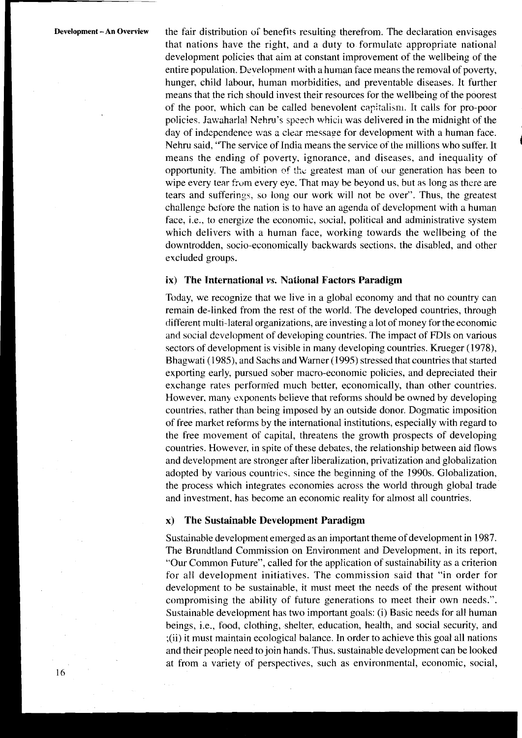the fair distribution of benefits resulting therefrom. The declaration envisages that nations have the right, and a duty to formulate appropriate national development policies that aim at constant improvement of the wellbeing of the entire population. Development with a human face means the removal of poverty, hunger, child labour, human morbidities, and preventable diseases. It further means that the rich should invest their resources for the wellbeing of the poorest of the poor, which can be called benevolent capitalism. It calls for pro-poor policies. Jawaharlal Nehru's speech which was delivered in the midnight of the day of independence was a clear message for development with a human face. Nehru said, "The service of India means the service of the millions who suffer. It means the ending of poverty, ignorance, and diseases, and inequality of opportunity. The ambition of the greatest man of our generation has been to wipe every tear from every eye. That may be beyond us, but as long as there are tears and sufferings, so long our work will not be over". Thus, the greatest challenge before the nation is to have an agenda of development with a human face, i.e., to energize the economic, social, political and administrative system which delivers with a human face, working towards the wellbeing of the downtrodden, socio-economically backwards sections, the disabled, and other excluded groups.

### ix) The International *vs.* National Factors Paradigm

Today, we recognize that we live in a global economy and that no country can remain de-linked from the rest of the world. The developed countries, through different multi-lateral organizations, are investing a lot of money for the economic and social development of developing countries. The impact of FDIs on various sectors of development is visible in many developing countries. Krueger (1978), Bhagwati (1985), and Sachs and Warner (1995) stressed that countries that started exporting early, pursued sober macro-economic policies, and depreciated their exchange rates performed much better, economically, than other countries. However, many exponents believe that reforms should be owned by developing countries, rather than being imposed by an outside donor. Dogmatic imposition of free market reforms by the international institutions, especially with regard to the free movement of capital, threatens the growth prospects of developing countries. However, in spite of these debates, the relationship between aid flows and development are stronger after liberalization, privatization and globalization adopted by various countries, since the beginning of the 1990s. Globalization, the process which integrates economies across the world through global trade and investment, has become an economic reality for almost all countries.

### x) The Sustainable Development Paradigm

Sustainable development emerged as an important theme of development in 1987. The Brundtland Commission on Environment and Development, in its report, "Our Common Future", called for the application of sustainability as a criterion for all development initiatives. The commission said that "in order for development to be sustainable, it must meet the needs of the present without compromising the ability of future generations to meet their own needs.". Sustainable development has two important goals: (i) Basic needs for all human beings, i.e., food, clothing, shelter, education, health, and social security, and ;(ii) it must maintain ecological balance. In order to achieve this goal all nations and their people need to join hands. Thus, sustainable development can be looked at from a variety of perspectives, such as environmental, economic, social,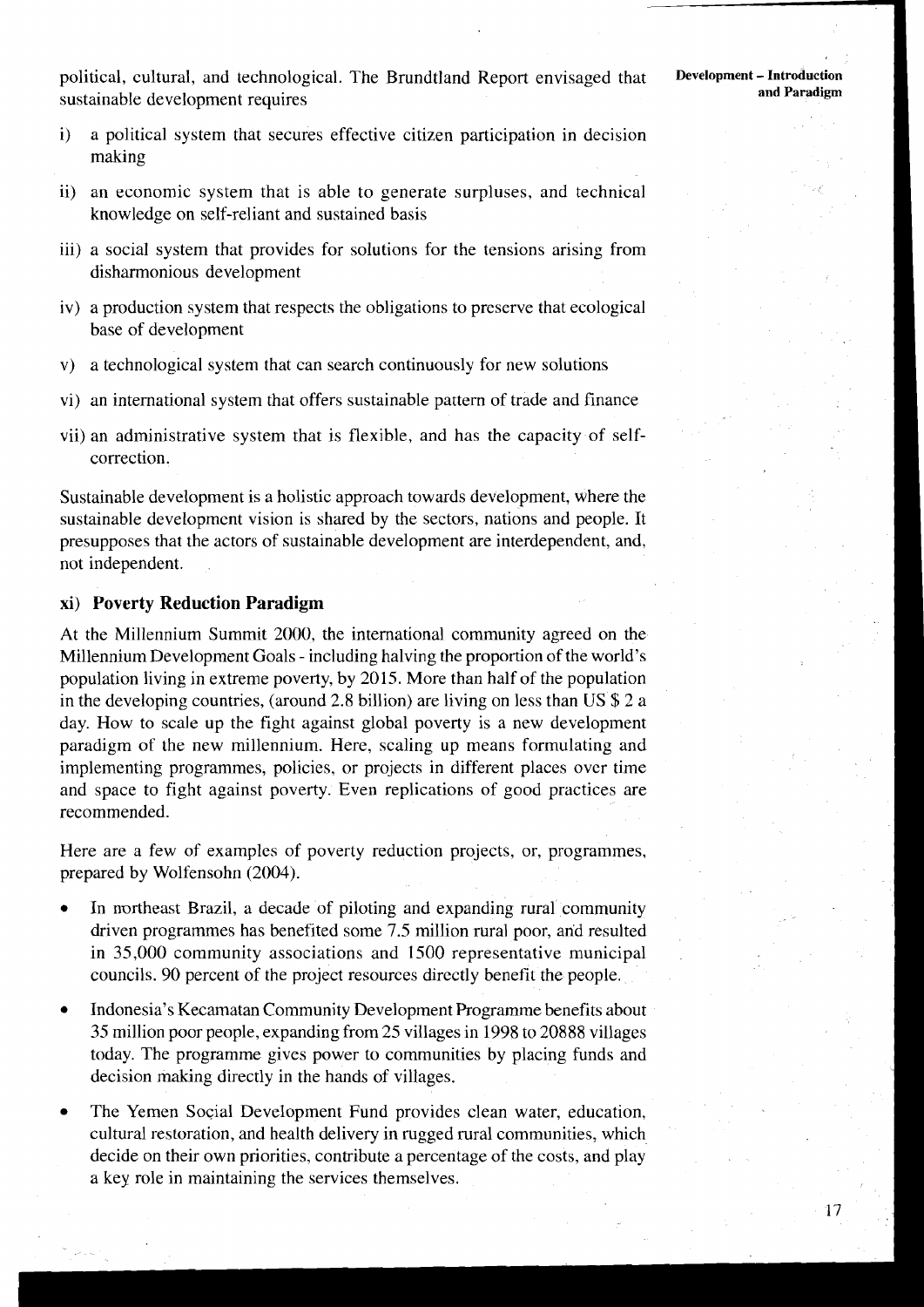political, cultural, and technological. The Brundtland Report envisaged that sustainable development requires

i) a political system that secures effective citizen participation in decision making

ii) an economic system that is able to generate surpluses, and technical knowledge on self-reliant and sustained basis

iii) a social system that provides for solutions for the tensions arising from disharmonious development

iv) a production system that respects the obligations to preserve that ecological base of development

v) a technological system that can search continuously for new solutions

vi) an international system that offers sustainable pattern of trade and finance

vii) an administrative system that is flexible, and has the capacity of self-correction.

Sustainable development is a holistic approach towards development, where the sustainable development vision is shared by the sectors, nations and people. It presupposes that the actors of sustainable development are interdependent, and, not independent.

### xi) Poverty Reduction Paradigm

At the Millennium Summit 2000, the international community agreed on the Millennium Development Goals - including halving the proportion of the world's population living in extreme poverty, by 2015. More than half of the population in the developing countries, (around 2.8 billion) are living on less than US $ 2 a day. How to scale up the fight against global poverty is a new development paradigm of the new millennium. Here, scaling up means formulating and implementing programmes, policies, or projects in different places over time and space to fight against poverty. Even replications of good practices are recommended.

Here are a few of examples of poverty reduction projects, or, programmes, prepared by Wolfensohn (2004).

- In northeast Brazil, a decade of piloting and expanding rural community driven programmes has benefited some 7.5 million rural poor, and resulted in 35,000 community associations and 1500 representative municipal councils. 90 percent of the project resources directly benefit the people.
- Indonesia's Kecamatan Community Development Programme benefits about 35 million poor people, expanding from 25 villages in 1998 to 20888 villages today. The programme gives power to communities by placing funds and decision making directly in the hands of villages.
- The Yemen Social Development Fund provides clean water, education, cultural restoration, and health delivery in rugged rural communities, which decide on their own priorities, contribute a percentage of the costs, and play a key role in maintaining the services themselves.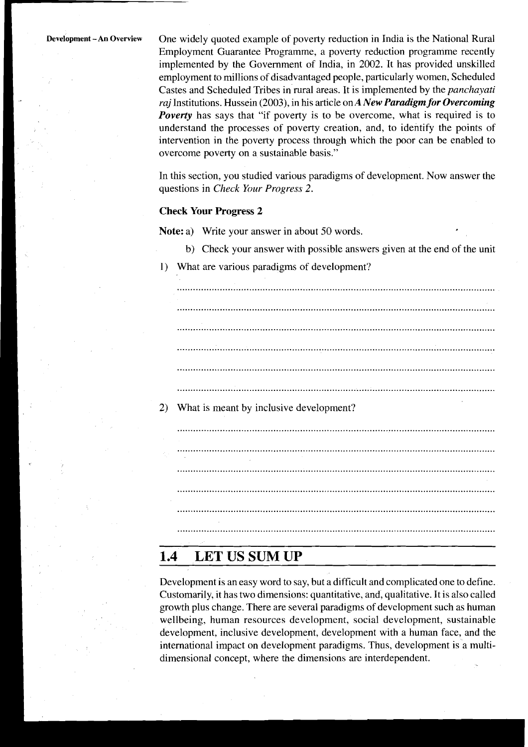One widely quoted example of poverty reduction in India is the National Rural Employment Guarantee Programme, a poverty reduction programme recently implemented by the Government of India, in 2002. It has provided unskilled employment to millions of disadvantaged people, particularly women, Scheduled Castes and Scheduled Tribes in rural areas. It is implemented by the *panchayati raj* Institutions. Hussein (2003), in his article on ***A New Paradigm for Overcoming Poverty*** has says that "if poverty is to be overcome, what is required is to understand the processes of poverty creation, and, to identify the points of intervention in the poverty process through which the poor can be enabled to overcome poverty on a sustainable basis."

In this section, you studied various paradigms of development. Now answer the questions in *Check Your Progress 2*.

**Check Your Progress 2**

**Note:** a) Write your answer in about 50 words.

b) Check your answer with possible answers given at the end of the unit

1) What are various paradigms of development?

......................................................................................................................

......................................................................................................................

......................................................................................................................

......................................................................................................................

......................................................................................................................

......................................................................................................................

2) What is meant by inclusive development?

......................................................................................................................

......................................................................................................................

......................................................................................................................

......................................................................................................................

......................................................................................................................

......................................................................................................................

## 1.4 LET US SUM UP

Development is an easy word to say, but a difficult and complicated one to define. Customarily, it has two dimensions: quantitative, and, qualitative. It is also called growth plus change. There are several paradigms of development such as human wellbeing, human resources development, social development, sustainable development, inclusive development, development with a human face, and the international impact on development paradigms. Thus, development is a multi-dimensional concept, where the dimensions are interdependent.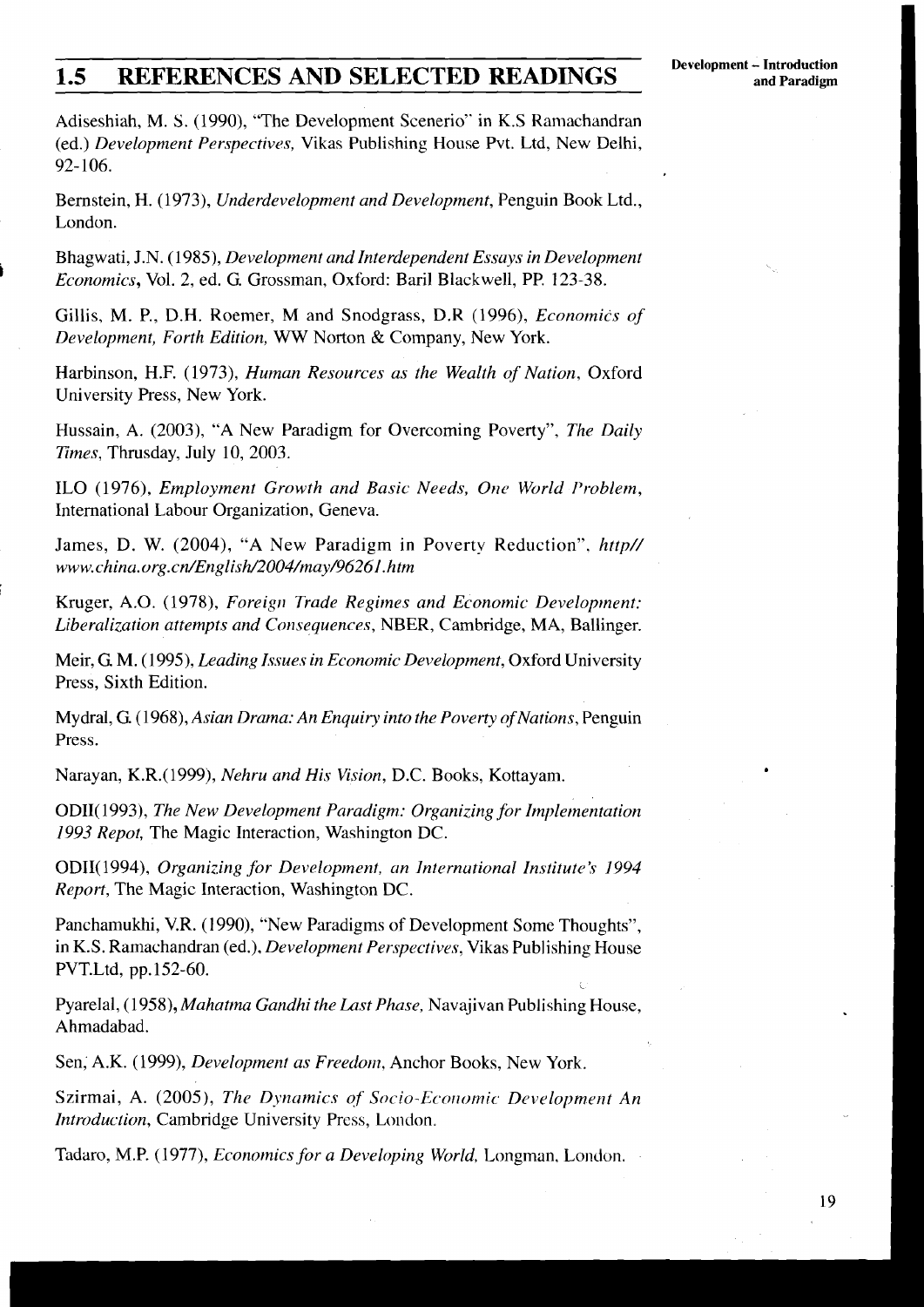## 1.5 REFERENCES AND SELECTED READINGS

Adiseshiah, M. S. (1990), "The Development Scenerio" in K.S Ramachandran (ed.) *Development Perspectives,* Vikas Publishing House Pvt. Ltd, New Delhi, 92-106.

Bernstein, H. (1973), *Underdevelopment and Development*, Penguin Book Ltd., London.

Bhagwati, J.N. (1985), *Development and Interdependent Essays in Development Economics*, Vol. 2, ed. G. Grossman, Oxford: Baril Blackwell, PP. 123-38.

Gillis, M. P., D.H. Roemer, M and Snodgrass, D.R (1996), *Economics of Development, Forth Edition,* WW Norton & Company, New York.

Harbinson, H.F. (1973), *Human Resources as the Wealth of Nation*, Oxford University Press, New York.

Hussain, A. (2003), "A New Paradigm for Overcoming Poverty", *The Daily Times*, Thrusday, July 10, 2003.

ILO (1976), *Employment Growth and Basic Needs, One World Problem*, International Labour Organization, Geneva.

James, D. W. (2004), "A New Paradigm in Poverty Reduction", *http// www.china.org.cn/English/2004/may/96261.htm*

Kruger, A.O. (1978), *Foreign Trade Regimes and Economic Development: Liberalization attempts and Consequences*, NBER, Cambridge, MA, Ballinger.

Meir, G. M. (1995), *Leading Issues in Economic Development*, Oxford University Press, Sixth Edition.

Mydral, G. (1968), *Asian Drama: An Enquiry into the Poverty of Nations*, Penguin Press.

Narayan, K.R.(1999), *Nehru and His Vision*, D.C. Books, Kottayam.

ODII(1993), *The New Development Paradigm: Organizing for Implementation 1993 Repot,* The Magic Interaction, Washington DC.

ODII(1994), *Organizing for Development, an International Institute's 1994 Report*, The Magic Interaction, Washington DC.

Panchamukhi, V.R. (1990), "New Paradigms of Development Some Thoughts", in K.S. Ramachandran (ed.), *Development Perspectives*, Vikas Publishing House PVT.Ltd, pp.152-60.

Pyarelal, (1958), *Mahatma Gandhi the Last Phase,* Navajivan Publishing House, Ahmadabad.

Sen, A.K. (1999), *Development as Freedom*, Anchor Books, New York.

Szirmai, A. (2005), *The Dynamics of Socio-Economic Development An Introduction*, Cambridge University Press, London.

Tadaro, M.P. (1977), *Economics for a Developing World,* Longman, London.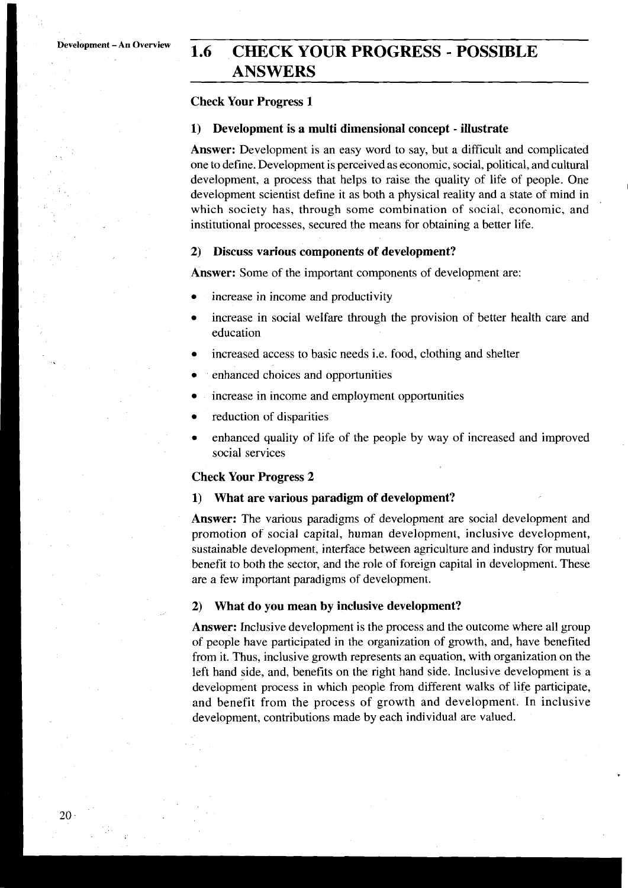## 1.6 CHECK YOUR PROGRESS - POSSIBLE ANSWERS

### Check Your Progress 1

**1) Development is a multi dimensional concept - illustrate**

**Answer:** Development is an easy word to say, but a difficult and complicated one to define. Development is perceived as economic, social, political, and cultural development, a process that helps to raise the quality of life of people. One development scientist define it as both a physical reality and a state of mind in which society has, through some combination of social, economic, and institutional processes, secured the means for obtaining a better life.

**2) Discuss various components of development?**

**Answer:** Some of the important components of development are:

- increase in income and productivity
- increase in social welfare through the provision of better health care and education
- increased access to basic needs i.e. food, clothing and shelter
- enhanced choices and opportunities
- increase in income and employment opportunities
- reduction of disparities
- enhanced quality of life of the people by way of increased and improved social services

### Check Your Progress 2

**1) What are various paradigm of development?**

**Answer:** The various paradigms of development are social development and promotion of social capital, human development, inclusive development, sustainable development, interface between agriculture and industry for mutual benefit to both the sector, and the role of foreign capital in development. These are a few important paradigms of development.

**2) What do you mean by inclusive development?**

**Answer:** Inclusive development is the process and the outcome where all group of people have participated in the organization of growth, and, have benefited from it. Thus, inclusive growth represents an equation, with organization on the left hand side, and, benefits on the right hand side. Inclusive development is a development process in which people from different walks of life participate, and benefit from the process of growth and development. In inclusive development, contributions made by each individual are valued.